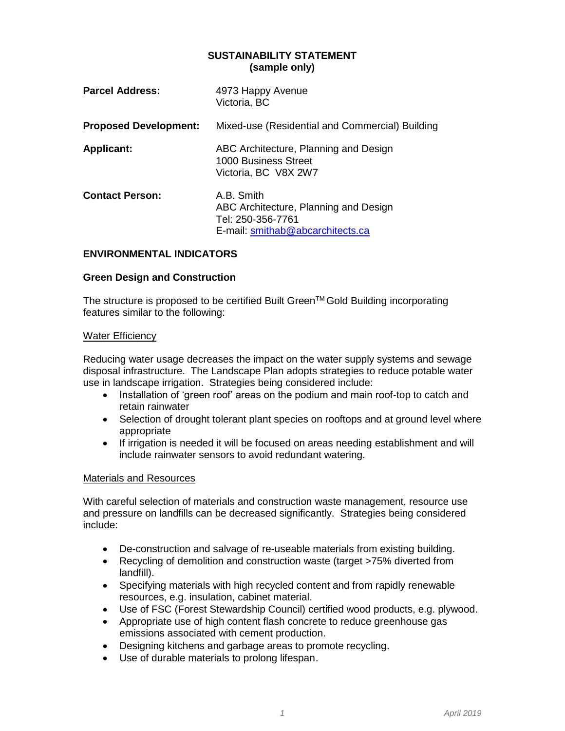# SUSTAINABILITY STATEMENT
**(sample only)**

| | |
|---|---|
| **Parcel Address:** | 4973 Happy Avenue<br>Victoria, BC |
| **Proposed Development:** | Mixed-use (Residential and Commercial) Building |
| **Applicant:** | ABC Architecture, Planning and Design<br>1000 Business Street<br>Victoria, BC V8X 2W7 |
| **Contact Person:** | A.B. Smith<br>ABC Architecture, Planning and Design<br>Tel: 250-356-7761<br>E-mail: smithab@abcarchitects.ca |

## ENVIRONMENTAL INDICATORS

### Green Design and Construction

The structure is proposed to be certified Built Green™ Gold Building incorporating features similar to the following:

Water Efficiency

Reducing water usage decreases the impact on the water supply systems and sewage disposal infrastructure. The Landscape Plan adopts strategies to reduce potable water use in landscape irrigation. Strategies being considered include:

- Installation of 'green roof' areas on the podium and main roof-top to catch and retain rainwater
- Selection of drought tolerant plant species on rooftops and at ground level where appropriate
- If irrigation is needed it will be focused on areas needing establishment and will include rainwater sensors to avoid redundant watering.

Materials and Resources

With careful selection of materials and construction waste management, resource use and pressure on landfills can be decreased significantly. Strategies being considered include:

- De-construction and salvage of re-useable materials from existing building.
- Recycling of demolition and construction waste (target >75% diverted from landfill).
- Specifying materials with high recycled content and from rapidly renewable resources, e.g. insulation, cabinet material.
- Use of FSC (Forest Stewardship Council) certified wood products, e.g. plywood.
- Appropriate use of high content flash concrete to reduce greenhouse gas emissions associated with cement production.
- Designing kitchens and garbage areas to promote recycling.
- Use of durable materials to prolong lifespan.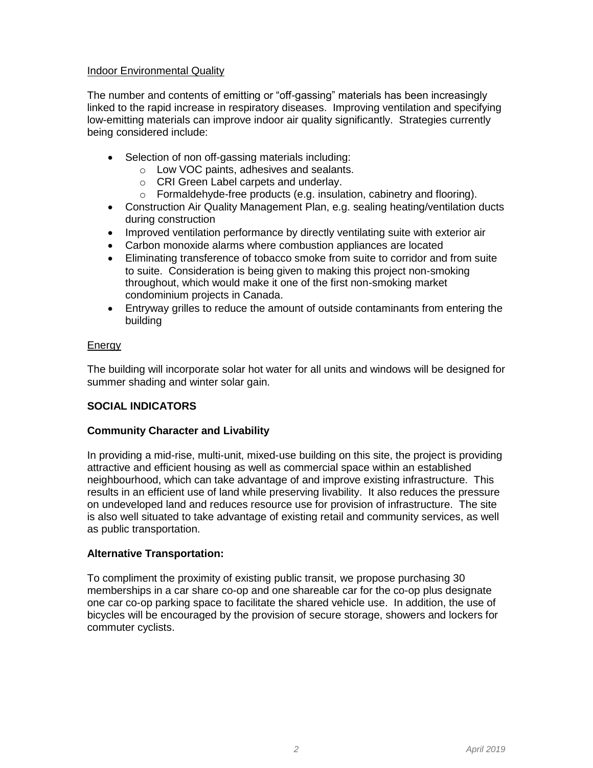Indoor Environmental Quality

The number and contents of emitting or "off-gassing" materials has been increasingly linked to the rapid increase in respiratory diseases. Improving ventilation and specifying low-emitting materials can improve indoor air quality significantly. Strategies currently being considered include:

- Selection of non off-gassing materials including:
  - Low VOC paints, adhesives and sealants.
  - CRI Green Label carpets and underlay.
  - Formaldehyde-free products (e.g. insulation, cabinetry and flooring).
- Construction Air Quality Management Plan, e.g. sealing heating/ventilation ducts during construction
- Improved ventilation performance by directly ventilating suite with exterior air
- Carbon monoxide alarms where combustion appliances are located
- Eliminating transference of tobacco smoke from suite to corridor and from suite to suite. Consideration is being given to making this project non-smoking throughout, which would make it one of the first non-smoking market condominium projects in Canada.
- Entryway grilles to reduce the amount of outside contaminants from entering the building

Energy

The building will incorporate solar hot water for all units and windows will be designed for summer shading and winter solar gain.

## SOCIAL INDICATORS

### Community Character and Livability

In providing a mid-rise, multi-unit, mixed-use building on this site, the project is providing attractive and efficient housing as well as commercial space within an established neighbourhood, which can take advantage of and improve existing infrastructure. This results in an efficient use of land while preserving livability. It also reduces the pressure on undeveloped land and reduces resource use for provision of infrastructure. The site is also well situated to take advantage of existing retail and community services, as well as public transportation.

### Alternative Transportation:

To compliment the proximity of existing public transit, we propose purchasing 30 memberships in a car share co-op and one shareable car for the co-op plus designate one car co-op parking space to facilitate the shared vehicle use. In addition, the use of bicycles will be encouraged by the provision of secure storage, showers and lockers for commuter cyclists.